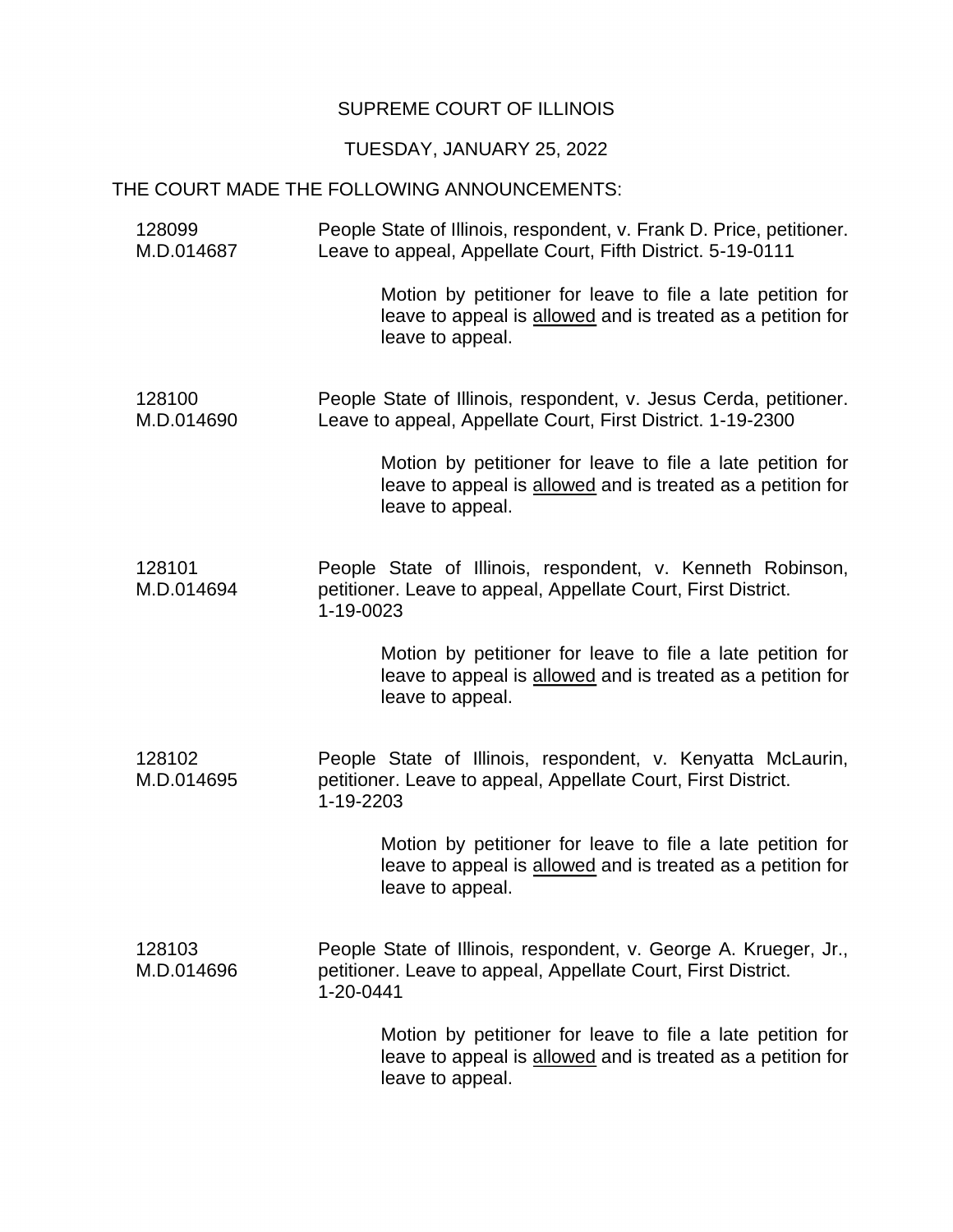SUPREME COURT OF ILLINOIS

TUESDAY, JANUARY 25, 2022

THE COURT MADE THE FOLLOWING ANNOUNCEMENTS:

128099
M.D.014687

People State of Illinois, respondent, v. Frank D. Price, petitioner. Leave to appeal, Appellate Court, Fifth District. 5-19-0111

Motion by petitioner for leave to file a late petition for leave to appeal is allowed and is treated as a petition for leave to appeal.

128100
M.D.014690

People State of Illinois, respondent, v. Jesus Cerda, petitioner. Leave to appeal, Appellate Court, First District. 1-19-2300

Motion by petitioner for leave to file a late petition for leave to appeal is allowed and is treated as a petition for leave to appeal.

128101
M.D.014694

People State of Illinois, respondent, v. Kenneth Robinson, petitioner. Leave to appeal, Appellate Court, First District. 1-19-0023

Motion by petitioner for leave to file a late petition for leave to appeal is allowed and is treated as a petition for leave to appeal.

128102
M.D.014695

People State of Illinois, respondent, v. Kenyatta McLaurin, petitioner. Leave to appeal, Appellate Court, First District. 1-19-2203

Motion by petitioner for leave to file a late petition for leave to appeal is allowed and is treated as a petition for leave to appeal.

128103
M.D.014696

People State of Illinois, respondent, v. George A. Krueger, Jr., petitioner. Leave to appeal, Appellate Court, First District. 1-20-0441

Motion by petitioner for leave to file a late petition for leave to appeal is allowed and is treated as a petition for leave to appeal.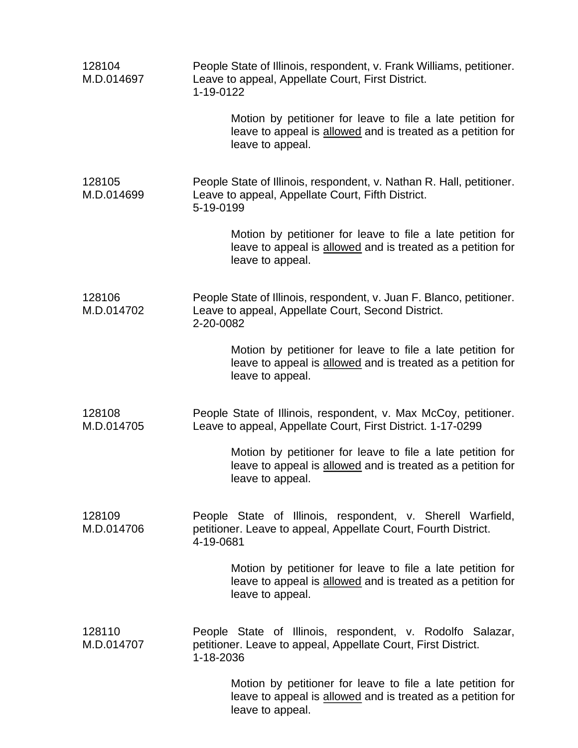128104
M.D.014697

People State of Illinois, respondent, v. Frank Williams, petitioner. Leave to appeal, Appellate Court, First District.
1-19-0122

> Motion by petitioner for leave to file a late petition for leave to appeal is allowed and is treated as a petition for leave to appeal.

128105
M.D.014699

People State of Illinois, respondent, v. Nathan R. Hall, petitioner. Leave to appeal, Appellate Court, Fifth District.
5-19-0199

> Motion by petitioner for leave to file a late petition for leave to appeal is allowed and is treated as a petition for leave to appeal.

128106
M.D.014702

People State of Illinois, respondent, v. Juan F. Blanco, petitioner. Leave to appeal, Appellate Court, Second District.
2-20-0082

> Motion by petitioner for leave to file a late petition for leave to appeal is allowed and is treated as a petition for leave to appeal.

128108
M.D.014705

People State of Illinois, respondent, v. Max McCoy, petitioner. Leave to appeal, Appellate Court, First District. 1-17-0299

> Motion by petitioner for leave to file a late petition for leave to appeal is allowed and is treated as a petition for leave to appeal.

128109
M.D.014706

People State of Illinois, respondent, v. Sherell Warfield, petitioner. Leave to appeal, Appellate Court, Fourth District.
4-19-0681

> Motion by petitioner for leave to file a late petition for leave to appeal is allowed and is treated as a petition for leave to appeal.

128110
M.D.014707

People State of Illinois, respondent, v. Rodolfo Salazar, petitioner. Leave to appeal, Appellate Court, First District.
1-18-2036

> Motion by petitioner for leave to file a late petition for leave to appeal is allowed and is treated as a petition for leave to appeal.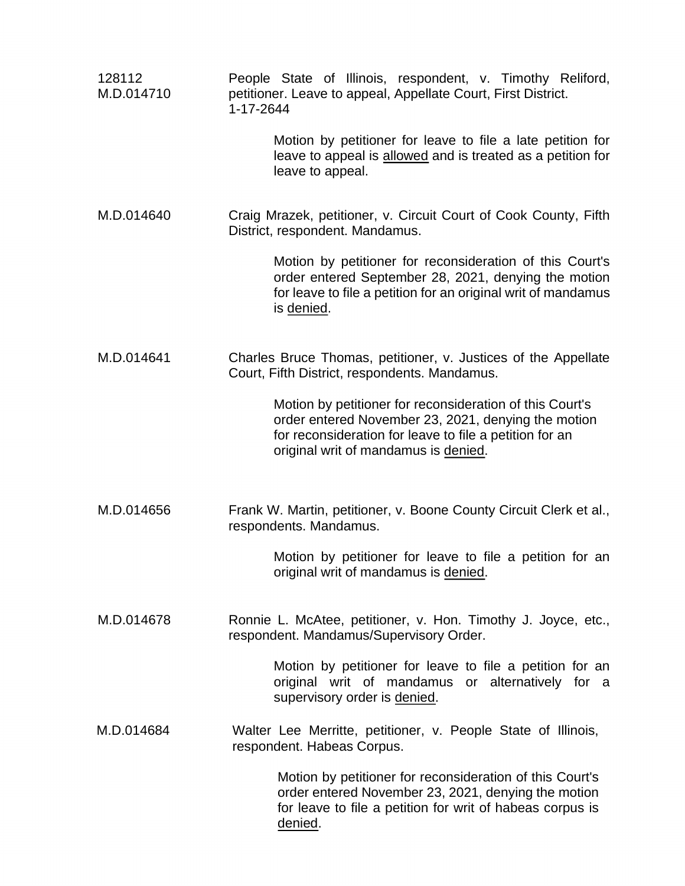128112
M.D.014710

People State of Illinois, respondent, v. Timothy Reliford, petitioner. Leave to appeal, Appellate Court, First District.
1-17-2644

Motion by petitioner for leave to file a late petition for leave to appeal is allowed and is treated as a petition for leave to appeal.

M.D.014640

Craig Mrazek, petitioner, v. Circuit Court of Cook County, Fifth District, respondent. Mandamus.

Motion by petitioner for reconsideration of this Court's order entered September 28, 2021, denying the motion for leave to file a petition for an original writ of mandamus is denied.

M.D.014641

Charles Bruce Thomas, petitioner, v. Justices of the Appellate Court, Fifth District, respondents. Mandamus.

Motion by petitioner for reconsideration of this Court's order entered November 23, 2021, denying the motion for reconsideration for leave to file a petition for an original writ of mandamus is denied.

M.D.014656

Frank W. Martin, petitioner, v. Boone County Circuit Clerk et al., respondents. Mandamus.

Motion by petitioner for leave to file a petition for an original writ of mandamus is denied.

M.D.014678

Ronnie L. McAtee, petitioner, v. Hon. Timothy J. Joyce, etc., respondent. Mandamus/Supervisory Order.

Motion by petitioner for leave to file a petition for an original writ of mandamus or alternatively for a supervisory order is denied.

M.D.014684

Walter Lee Merritte, petitioner, v. People State of Illinois, respondent. Habeas Corpus.

Motion by petitioner for reconsideration of this Court's order entered November 23, 2021, denying the motion for leave to file a petition for writ of habeas corpus is denied.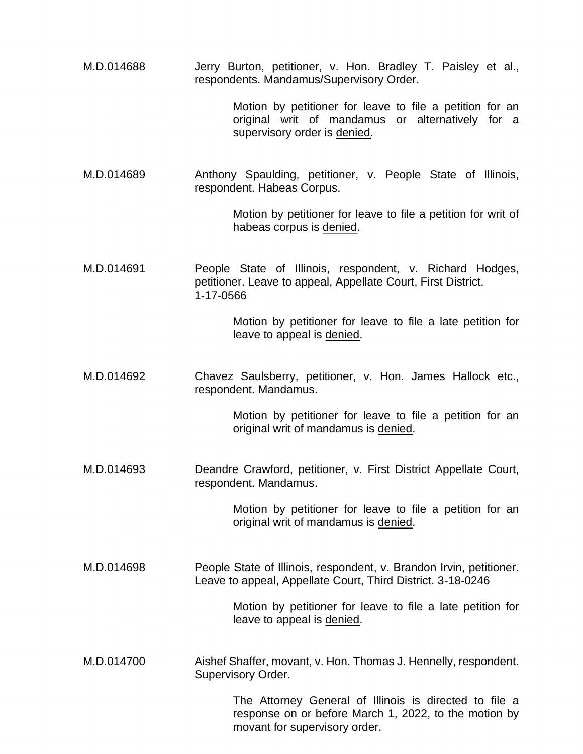M.D.014688 Jerry Burton, petitioner, v. Hon. Bradley T. Paisley et al., respondents. Mandamus/Supervisory Order.

> Motion by petitioner for leave to file a petition for an original writ of mandamus or alternatively for a supervisory order is denied.

M.D.014689 Anthony Spaulding, petitioner, v. People State of Illinois, respondent. Habeas Corpus.

> Motion by petitioner for leave to file a petition for writ of habeas corpus is denied.

M.D.014691 People State of Illinois, respondent, v. Richard Hodges, petitioner. Leave to appeal, Appellate Court, First District. 1-17-0566

> Motion by petitioner for leave to file a late petition for leave to appeal is denied.

M.D.014692 Chavez Saulsberry, petitioner, v. Hon. James Hallock etc., respondent. Mandamus.

> Motion by petitioner for leave to file a petition for an original writ of mandamus is denied.

M.D.014693 Deandre Crawford, petitioner, v. First District Appellate Court, respondent. Mandamus.

> Motion by petitioner for leave to file a petition for an original writ of mandamus is denied.

M.D.014698 People State of Illinois, respondent, v. Brandon Irvin, petitioner. Leave to appeal, Appellate Court, Third District. 3-18-0246

> Motion by petitioner for leave to file a late petition for leave to appeal is denied.

M.D.014700 Aishef Shaffer, movant, v. Hon. Thomas J. Hennelly, respondent. Supervisory Order.

> The Attorney General of Illinois is directed to file a response on or before March 1, 2022, to the motion by movant for supervisory order.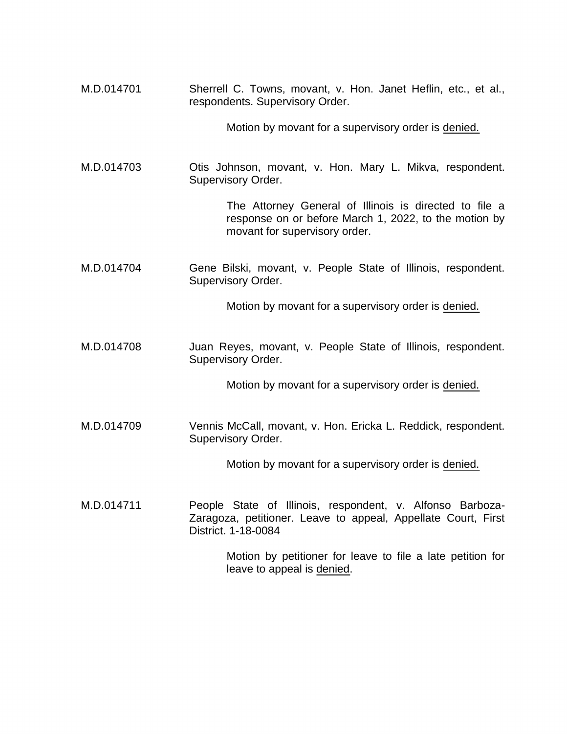M.D.014701 Sherrell C. Towns, movant, v. Hon. Janet Heflin, etc., et al., respondents. Supervisory Order.

Motion by movant for a supervisory order is denied.

M.D.014703 Otis Johnson, movant, v. Hon. Mary L. Mikva, respondent. Supervisory Order.

The Attorney General of Illinois is directed to file a response on or before March 1, 2022, to the motion by movant for supervisory order.

M.D.014704 Gene Bilski, movant, v. People State of Illinois, respondent. Supervisory Order.

Motion by movant for a supervisory order is denied.

M.D.014708 Juan Reyes, movant, v. People State of Illinois, respondent. Supervisory Order.

Motion by movant for a supervisory order is denied.

M.D.014709 Vennis McCall, movant, v. Hon. Ericka L. Reddick, respondent. Supervisory Order.

Motion by movant for a supervisory order is denied.

M.D.014711 People State of Illinois, respondent, v. Alfonso Barboza-Zaragoza, petitioner. Leave to appeal, Appellate Court, First District. 1-18-0084

Motion by petitioner for leave to file a late petition for leave to appeal is denied.